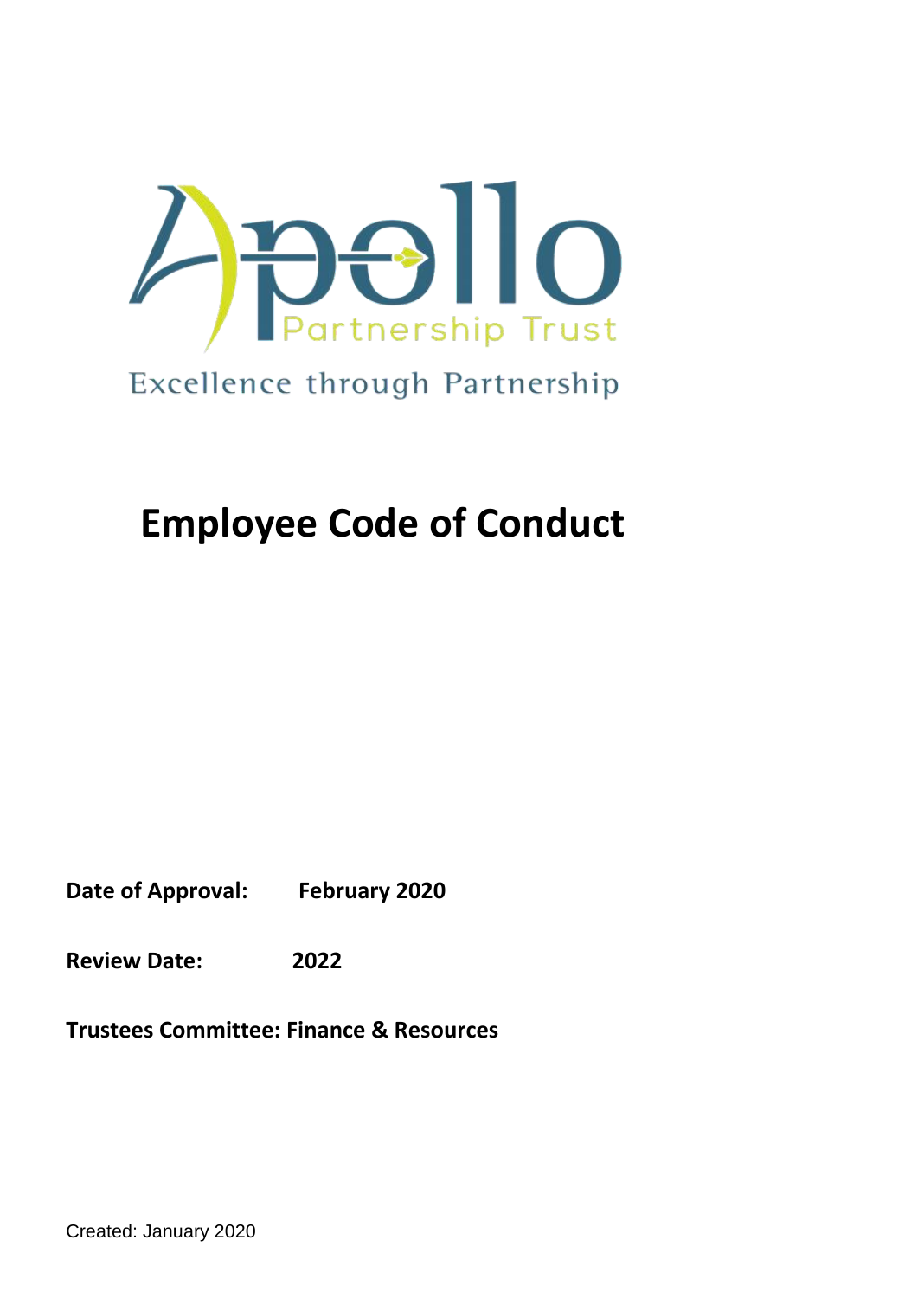Apollo

Partnership Trust

Excellence through Partnership

# Employee Code of Conduct

**Date of Approval:** **February 2020**

**Review Date:** **2022**

**Trustees Committee: Finance & Resources**

Created: January 2020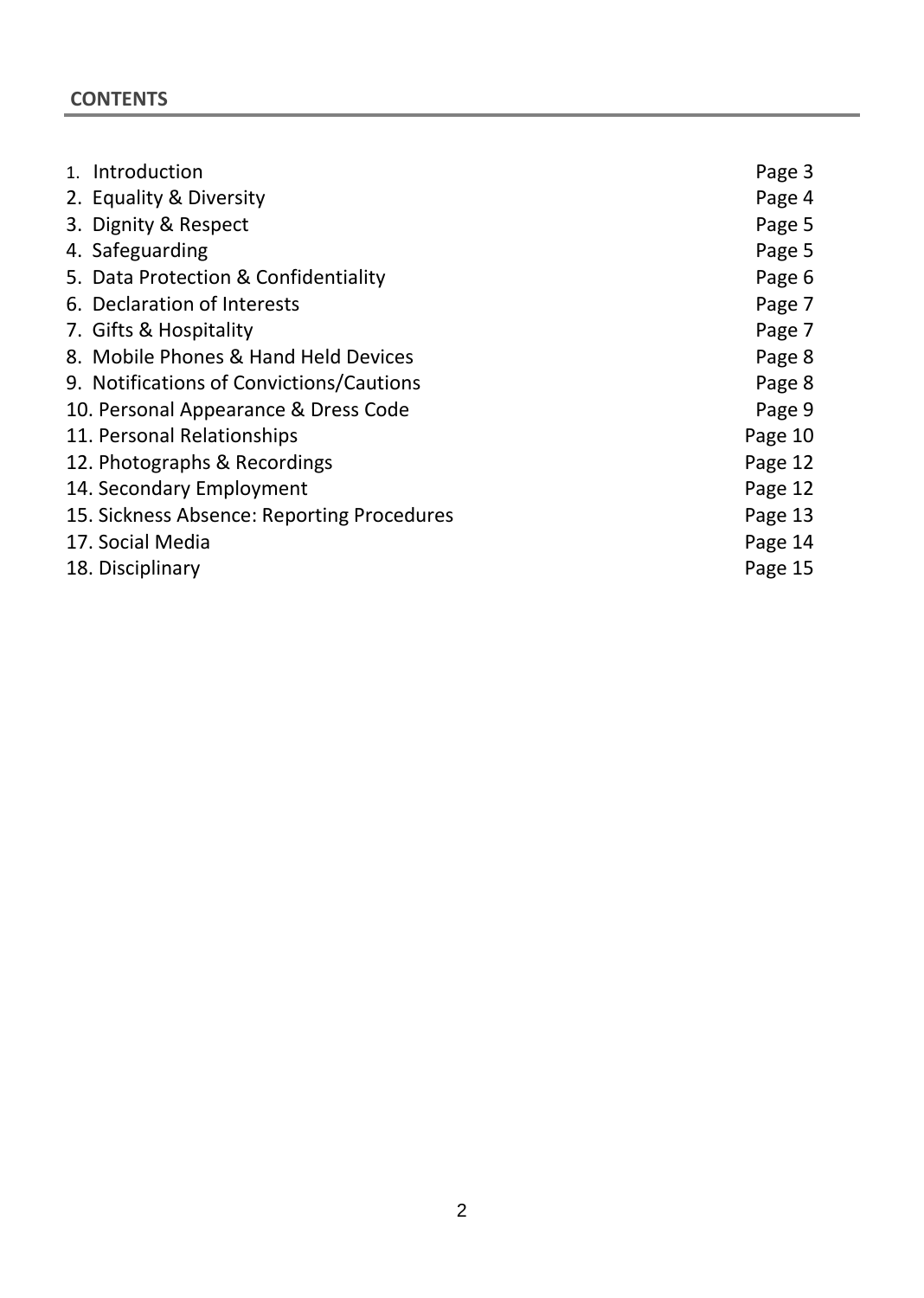## CONTENTS

| | |
|---|---|
| 1. Introduction | Page 3 |
| 2. Equality & Diversity | Page 4 |
| 3. Dignity & Respect | Page 5 |
| 4. Safeguarding | Page 5 |
| 5. Data Protection & Confidentiality | Page 6 |
| 6. Declaration of Interests | Page 7 |
| 7. Gifts & Hospitality | Page 7 |
| 8. Mobile Phones & Hand Held Devices | Page 8 |
| 9. Notifications of Convictions/Cautions | Page 8 |
| 10. Personal Appearance & Dress Code | Page 9 |
| 11. Personal Relationships | Page 10 |
| 12. Photographs & Recordings | Page 12 |
| 14. Secondary Employment | Page 12 |
| 15. Sickness Absence: Reporting Procedures | Page 13 |
| 17. Social Media | Page 14 |
| 18. Disciplinary | Page 15 |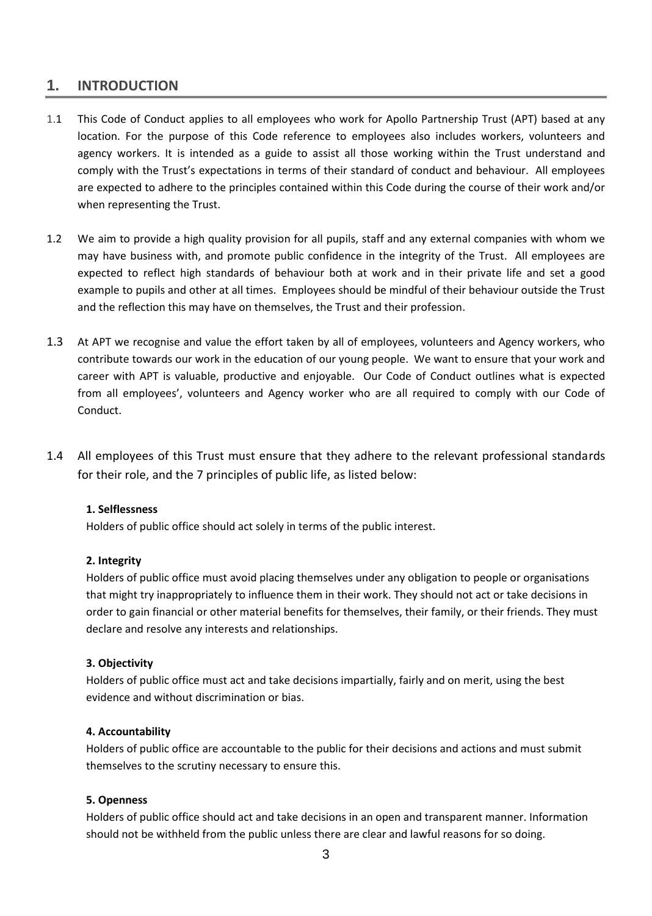## 1. INTRODUCTION

1.1 This Code of Conduct applies to all employees who work for Apollo Partnership Trust (APT) based at any location. For the purpose of this Code reference to employees also includes workers, volunteers and agency workers. It is intended as a guide to assist all those working within the Trust understand and comply with the Trust's expectations in terms of their standard of conduct and behaviour. All employees are expected to adhere to the principles contained within this Code during the course of their work and/or when representing the Trust.

1.2 We aim to provide a high quality provision for all pupils, staff and any external companies with whom we may have business with, and promote public confidence in the integrity of the Trust. All employees are expected to reflect high standards of behaviour both at work and in their private life and set a good example to pupils and other at all times. Employees should be mindful of their behaviour outside the Trust and the reflection this may have on themselves, the Trust and their profession.

1.3 At APT we recognise and value the effort taken by all of employees, volunteers and Agency workers, who contribute towards our work in the education of our young people. We want to ensure that your work and career with APT is valuable, productive and enjoyable. Our Code of Conduct outlines what is expected from all employees', volunteers and Agency worker who are all required to comply with our Code of Conduct.

1.4 All employees of this Trust must ensure that they adhere to the relevant professional standards for their role, and the 7 principles of public life, as listed below:

**1. Selflessness**
Holders of public office should act solely in terms of the public interest.

**2. Integrity**
Holders of public office must avoid placing themselves under any obligation to people or organisations that might try inappropriately to influence them in their work. They should not act or take decisions in order to gain financial or other material benefits for themselves, their family, or their friends. They must declare and resolve any interests and relationships.

**3. Objectivity**
Holders of public office must act and take decisions impartially, fairly and on merit, using the best evidence and without discrimination or bias.

**4. Accountability**
Holders of public office are accountable to the public for their decisions and actions and must submit themselves to the scrutiny necessary to ensure this.

**5. Openness**
Holders of public office should act and take decisions in an open and transparent manner. Information should not be withheld from the public unless there are clear and lawful reasons for so doing.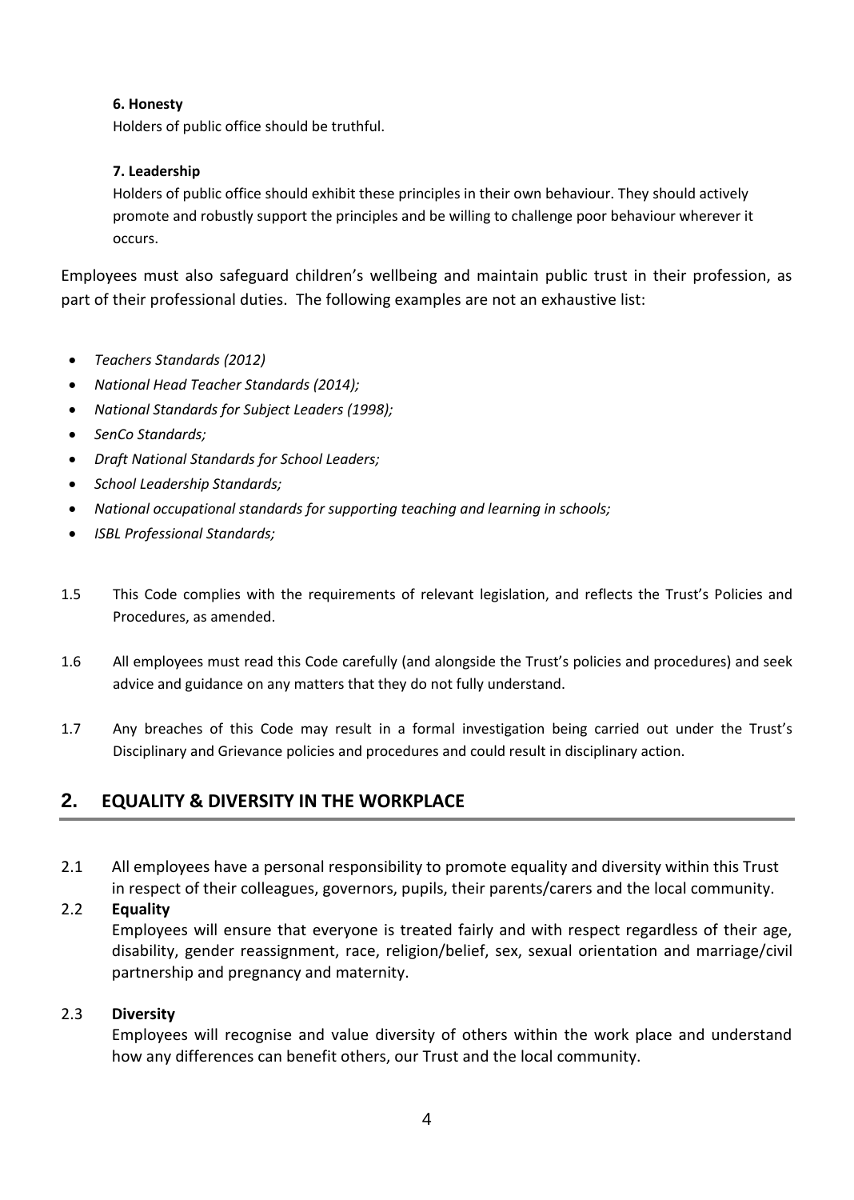**6. Honesty**

Holders of public office should be truthful.

**7. Leadership**

Holders of public office should exhibit these principles in their own behaviour. They should actively promote and robustly support the principles and be willing to challenge poor behaviour wherever it occurs.

Employees must also safeguard children's wellbeing and maintain public trust in their profession, as part of their professional duties. The following examples are not an exhaustive list:

- *Teachers Standards (2012)*
- *National Head Teacher Standards (2014);*
- *National Standards for Subject Leaders (1998);*
- *SenCo Standards;*
- *Draft National Standards for School Leaders;*
- *School Leadership Standards;*
- *National occupational standards for supporting teaching and learning in schools;*
- *ISBL Professional Standards;*

1.5 This Code complies with the requirements of relevant legislation, and reflects the Trust's Policies and Procedures, as amended.

1.6 All employees must read this Code carefully (and alongside the Trust's policies and procedures) and seek advice and guidance on any matters that they do not fully understand.

1.7 Any breaches of this Code may result in a formal investigation being carried out under the Trust's Disciplinary and Grievance policies and procedures and could result in disciplinary action.

## 2. EQUALITY & DIVERSITY IN THE WORKPLACE

2.1 All employees have a personal responsibility to promote equality and diversity within this Trust in respect of their colleagues, governors, pupils, their parents/carers and the local community.

2.2 **Equality**

Employees will ensure that everyone is treated fairly and with respect regardless of their age, disability, gender reassignment, race, religion/belief, sex, sexual orientation and marriage/civil partnership and pregnancy and maternity.

2.3 **Diversity**

Employees will recognise and value diversity of others within the work place and understand how any differences can benefit others, our Trust and the local community.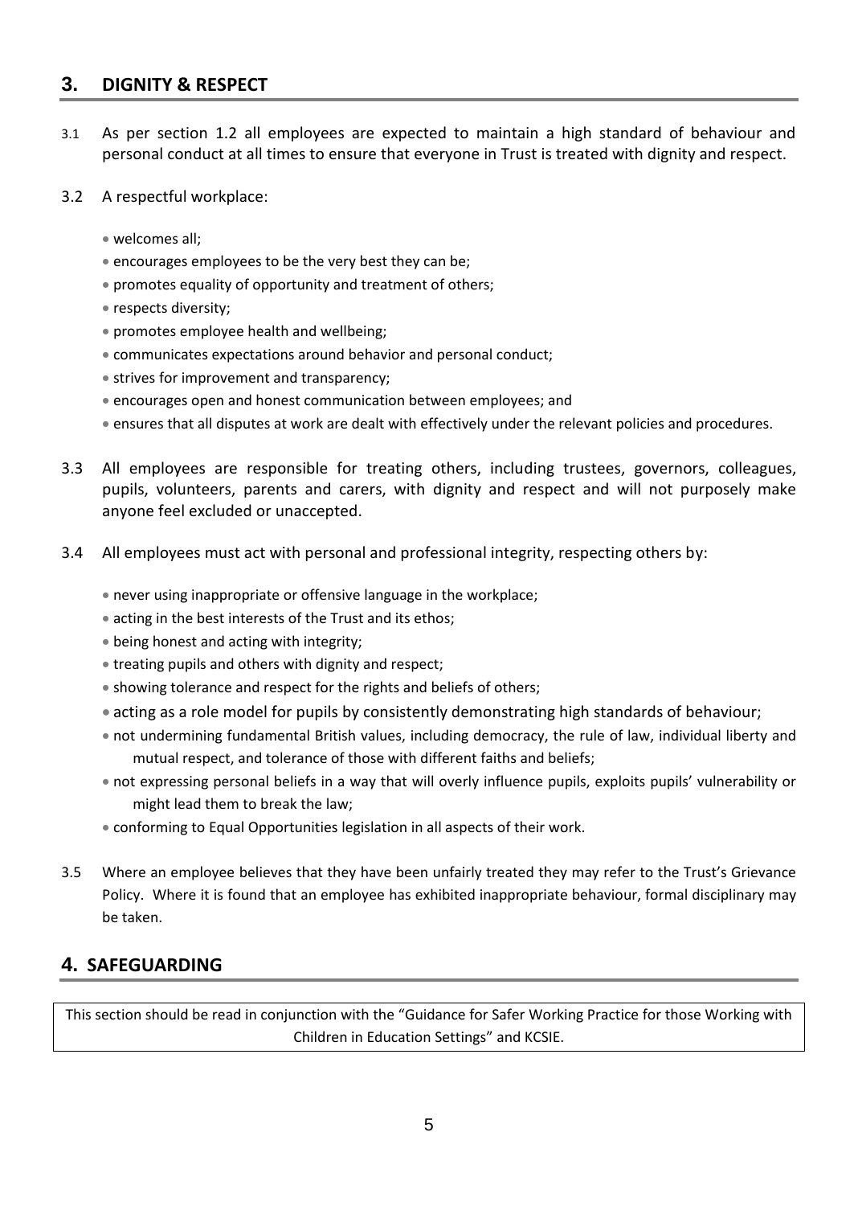## 3. DIGNITY & RESPECT

3.1 As per section 1.2 all employees are expected to maintain a high standard of behaviour and personal conduct at all times to ensure that everyone in Trust is treated with dignity and respect.

3.2 A respectful workplace:

- welcomes all;
- encourages employees to be the very best they can be;
- promotes equality of opportunity and treatment of others;
- respects diversity;
- promotes employee health and wellbeing;
- communicates expectations around behavior and personal conduct;
- strives for improvement and transparency;
- encourages open and honest communication between employees; and
- ensures that all disputes at work are dealt with effectively under the relevant policies and procedures.

3.3 All employees are responsible for treating others, including trustees, governors, colleagues, pupils, volunteers, parents and carers, with dignity and respect and will not purposely make anyone feel excluded or unaccepted.

3.4 All employees must act with personal and professional integrity, respecting others by:

- never using inappropriate or offensive language in the workplace;
- acting in the best interests of the Trust and its ethos;
- being honest and acting with integrity;
- treating pupils and others with dignity and respect;
- showing tolerance and respect for the rights and beliefs of others;
- acting as a role model for pupils by consistently demonstrating high standards of behaviour;
- not undermining fundamental British values, including democracy, the rule of law, individual liberty and mutual respect, and tolerance of those with different faiths and beliefs;
- not expressing personal beliefs in a way that will overly influence pupils, exploits pupils' vulnerability or might lead them to break the law;
- conforming to Equal Opportunities legislation in all aspects of their work.

3.5 Where an employee believes that they have been unfairly treated they may refer to the Trust's Grievance Policy. Where it is found that an employee has exhibited inappropriate behaviour, formal disciplinary may be taken.

## 4. SAFEGUARDING

This section should be read in conjunction with the "Guidance for Safer Working Practice for those Working with Children in Education Settings" and KCSIE.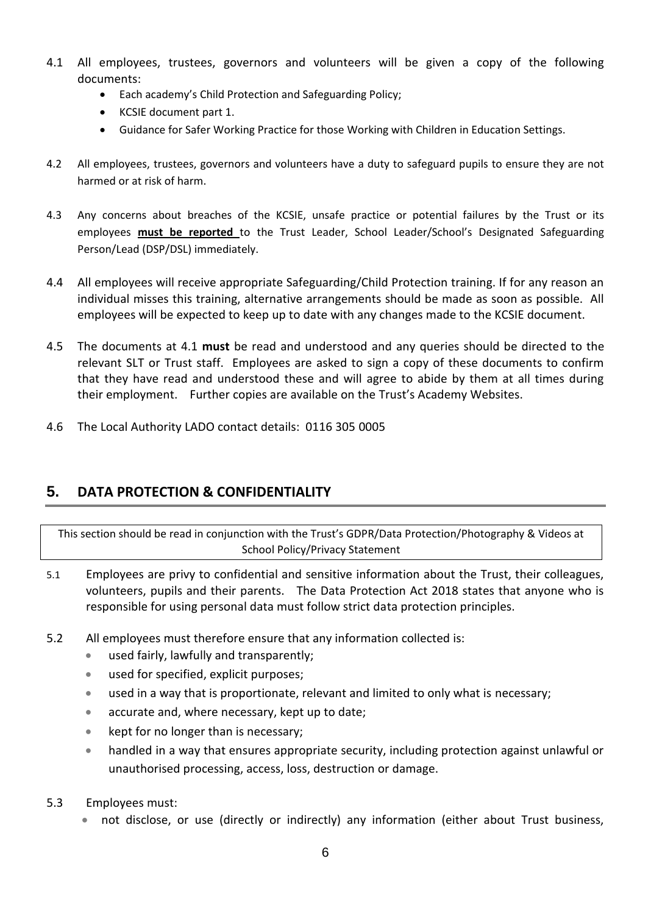4.1 All employees, trustees, governors and volunteers will be given a copy of the following documents:

- Each academy's Child Protection and Safeguarding Policy;
- KCSIE document part 1.
- Guidance for Safer Working Practice for those Working with Children in Education Settings.

4.2 All employees, trustees, governors and volunteers have a duty to safeguard pupils to ensure they are not harmed or at risk of harm.

4.3 Any concerns about breaches of the KCSIE, unsafe practice or potential failures by the Trust or its employees **must be reported** to the Trust Leader, School Leader/School's Designated Safeguarding Person/Lead (DSP/DSL) immediately.

4.4 All employees will receive appropriate Safeguarding/Child Protection training. If for any reason an individual misses this training, alternative arrangements should be made as soon as possible. All employees will be expected to keep up to date with any changes made to the KCSIE document.

4.5 The documents at 4.1 **must** be read and understood and any queries should be directed to the relevant SLT or Trust staff. Employees are asked to sign a copy of these documents to confirm that they have read and understood these and will agree to abide by them at all times during their employment. Further copies are available on the Trust's Academy Websites.

4.6 The Local Authority LADO contact details: 0116 305 0005

## 5. DATA PROTECTION & CONFIDENTIALITY

This section should be read in conjunction with the Trust's GDPR/Data Protection/Photography & Videos at School Policy/Privacy Statement

5.1 Employees are privy to confidential and sensitive information about the Trust, their colleagues, volunteers, pupils and their parents. The Data Protection Act 2018 states that anyone who is responsible for using personal data must follow strict data protection principles.

5.2 All employees must therefore ensure that any information collected is:

- used fairly, lawfully and transparently;
- used for specified, explicit purposes;
- used in a way that is proportionate, relevant and limited to only what is necessary;
- accurate and, where necessary, kept up to date;
- kept for no longer than is necessary;
- handled in a way that ensures appropriate security, including protection against unlawful or unauthorised processing, access, loss, destruction or damage.

5.3 Employees must:

- not disclose, or use (directly or indirectly) any information (either about Trust business,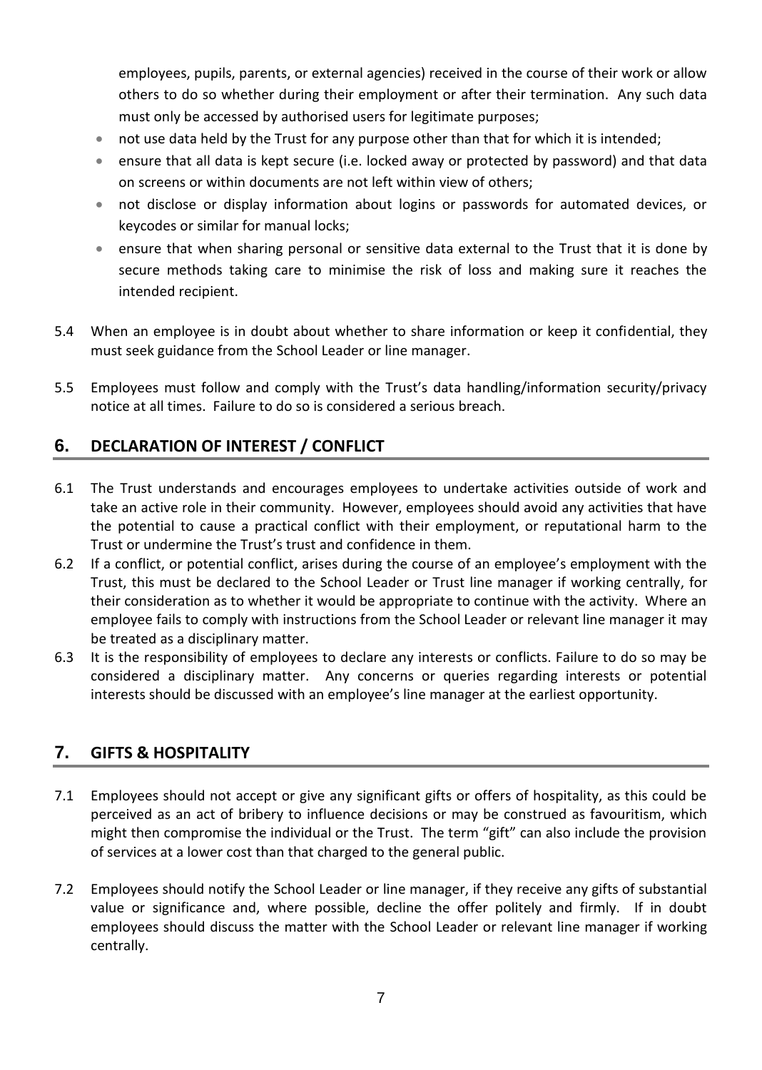employees, pupils, parents, or external agencies) received in the course of their work or allow others to do so whether during their employment or after their termination. Any such data must only be accessed by authorised users for legitimate purposes;

- not use data held by the Trust for any purpose other than that for which it is intended;
- ensure that all data is kept secure (i.e. locked away or protected by password) and that data on screens or within documents are not left within view of others;
- not disclose or display information about logins or passwords for automated devices, or keycodes or similar for manual locks;
- ensure that when sharing personal or sensitive data external to the Trust that it is done by secure methods taking care to minimise the risk of loss and making sure it reaches the intended recipient.

5.4 When an employee is in doubt about whether to share information or keep it confidential, they must seek guidance from the School Leader or line manager.

5.5 Employees must follow and comply with the Trust's data handling/information security/privacy notice at all times. Failure to do so is considered a serious breach.

## 6. DECLARATION OF INTEREST / CONFLICT

6.1 The Trust understands and encourages employees to undertake activities outside of work and take an active role in their community. However, employees should avoid any activities that have the potential to cause a practical conflict with their employment, or reputational harm to the Trust or undermine the Trust's trust and confidence in them.

6.2 If a conflict, or potential conflict, arises during the course of an employee's employment with the Trust, this must be declared to the School Leader or Trust line manager if working centrally, for their consideration as to whether it would be appropriate to continue with the activity. Where an employee fails to comply with instructions from the School Leader or relevant line manager it may be treated as a disciplinary matter.

6.3 It is the responsibility of employees to declare any interests or conflicts. Failure to do so may be considered a disciplinary matter. Any concerns or queries regarding interests or potential interests should be discussed with an employee's line manager at the earliest opportunity.

## 7. GIFTS & HOSPITALITY

7.1 Employees should not accept or give any significant gifts or offers of hospitality, as this could be perceived as an act of bribery to influence decisions or may be construed as favouritism, which might then compromise the individual or the Trust. The term "gift" can also include the provision of services at a lower cost than that charged to the general public.

7.2 Employees should notify the School Leader or line manager, if they receive any gifts of substantial value or significance and, where possible, decline the offer politely and firmly. If in doubt employees should discuss the matter with the School Leader or relevant line manager if working centrally.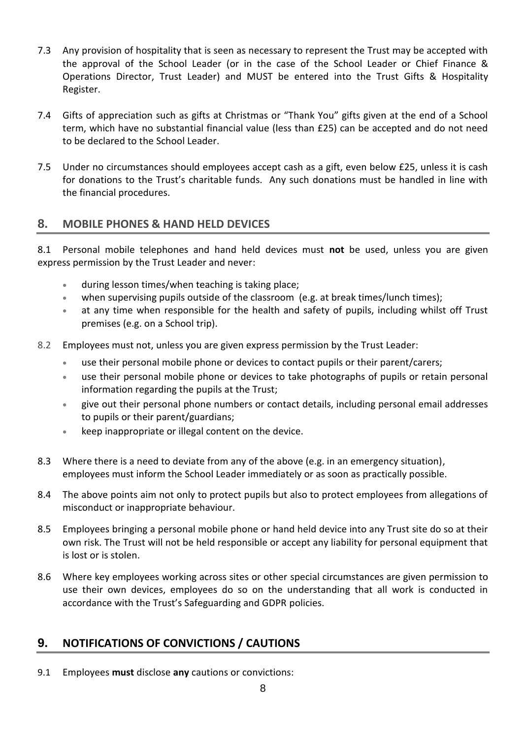7.3 Any provision of hospitality that is seen as necessary to represent the Trust may be accepted with the approval of the School Leader (or in the case of the School Leader or Chief Finance & Operations Director, Trust Leader) and MUST be entered into the Trust Gifts & Hospitality Register.

7.4 Gifts of appreciation such as gifts at Christmas or "Thank You" gifts given at the end of a School term, which have no substantial financial value (less than £25) can be accepted and do not need to be declared to the School Leader.

7.5 Under no circumstances should employees accept cash as a gift, even below £25, unless it is cash for donations to the Trust's charitable funds. Any such donations must be handled in line with the financial procedures.

## 8. MOBILE PHONES & HAND HELD DEVICES

8.1 Personal mobile telephones and hand held devices must **not** be used, unless you are given express permission by the Trust Leader and never:

- during lesson times/when teaching is taking place;
- when supervising pupils outside of the classroom (e.g. at break times/lunch times);
- at any time when responsible for the health and safety of pupils, including whilst off Trust premises (e.g. on a School trip).

8.2 Employees must not, unless you are given express permission by the Trust Leader:

- use their personal mobile phone or devices to contact pupils or their parent/carers;
- use their personal mobile phone or devices to take photographs of pupils or retain personal information regarding the pupils at the Trust;
- give out their personal phone numbers or contact details, including personal email addresses to pupils or their parent/guardians;
- keep inappropriate or illegal content on the device.

8.3 Where there is a need to deviate from any of the above (e.g. in an emergency situation), employees must inform the School Leader immediately or as soon as practically possible.

8.4 The above points aim not only to protect pupils but also to protect employees from allegations of misconduct or inappropriate behaviour.

8.5 Employees bringing a personal mobile phone or hand held device into any Trust site do so at their own risk. The Trust will not be held responsible or accept any liability for personal equipment that is lost or is stolen.

8.6 Where key employees working across sites or other special circumstances are given permission to use their own devices, employees do so on the understanding that all work is conducted in accordance with the Trust's Safeguarding and GDPR policies.

## 9. NOTIFICATIONS OF CONVICTIONS / CAUTIONS

9.1 Employees **must** disclose **any** cautions or convictions: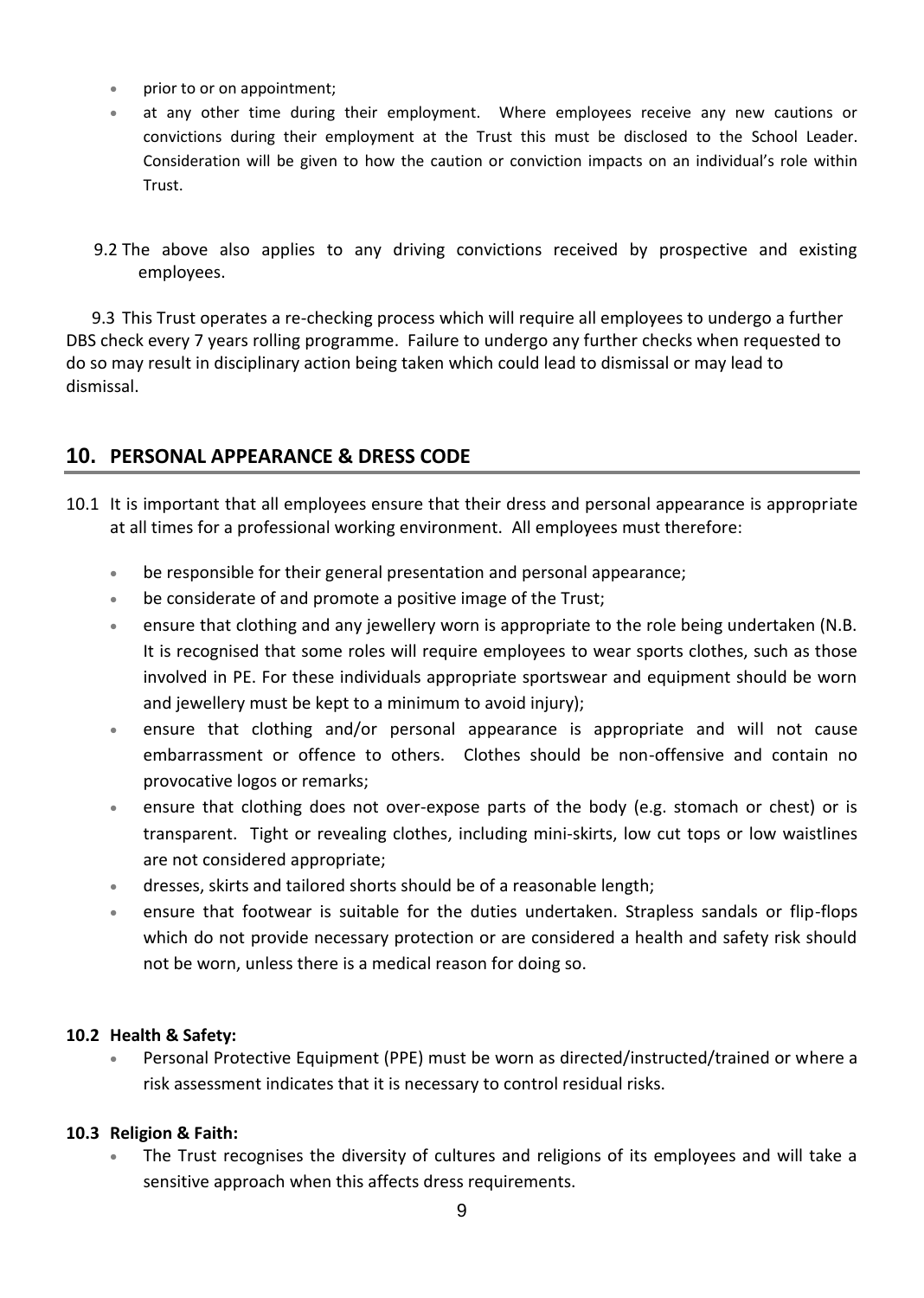- prior to or on appointment;
- at any other time during their employment. Where employees receive any new cautions or convictions during their employment at the Trust this must be disclosed to the School Leader. Consideration will be given to how the caution or conviction impacts on an individual's role within Trust.

9.2 The above also applies to any driving convictions received by prospective and existing employees.

9.3 This Trust operates a re-checking process which will require all employees to undergo a further DBS check every 7 years rolling programme. Failure to undergo any further checks when requested to do so may result in disciplinary action being taken which could lead to dismissal or may lead to dismissal.

## 10. PERSONAL APPEARANCE & DRESS CODE

10.1 It is important that all employees ensure that their dress and personal appearance is appropriate at all times for a professional working environment. All employees must therefore:

- be responsible for their general presentation and personal appearance;
- be considerate of and promote a positive image of the Trust;
- ensure that clothing and any jewellery worn is appropriate to the role being undertaken (N.B. It is recognised that some roles will require employees to wear sports clothes, such as those involved in PE. For these individuals appropriate sportswear and equipment should be worn and jewellery must be kept to a minimum to avoid injury);
- ensure that clothing and/or personal appearance is appropriate and will not cause embarrassment or offence to others. Clothes should be non-offensive and contain no provocative logos or remarks;
- ensure that clothing does not over-expose parts of the body (e.g. stomach or chest) or is transparent. Tight or revealing clothes, including mini-skirts, low cut tops or low waistlines are not considered appropriate;
- dresses, skirts and tailored shorts should be of a reasonable length;
- ensure that footwear is suitable for the duties undertaken. Strapless sandals or flip-flops which do not provide necessary protection or are considered a health and safety risk should not be worn, unless there is a medical reason for doing so.

**10.2 Health & Safety:**

- Personal Protective Equipment (PPE) must be worn as directed/instructed/trained or where a risk assessment indicates that it is necessary to control residual risks.

**10.3 Religion & Faith:**

- The Trust recognises the diversity of cultures and religions of its employees and will take a sensitive approach when this affects dress requirements.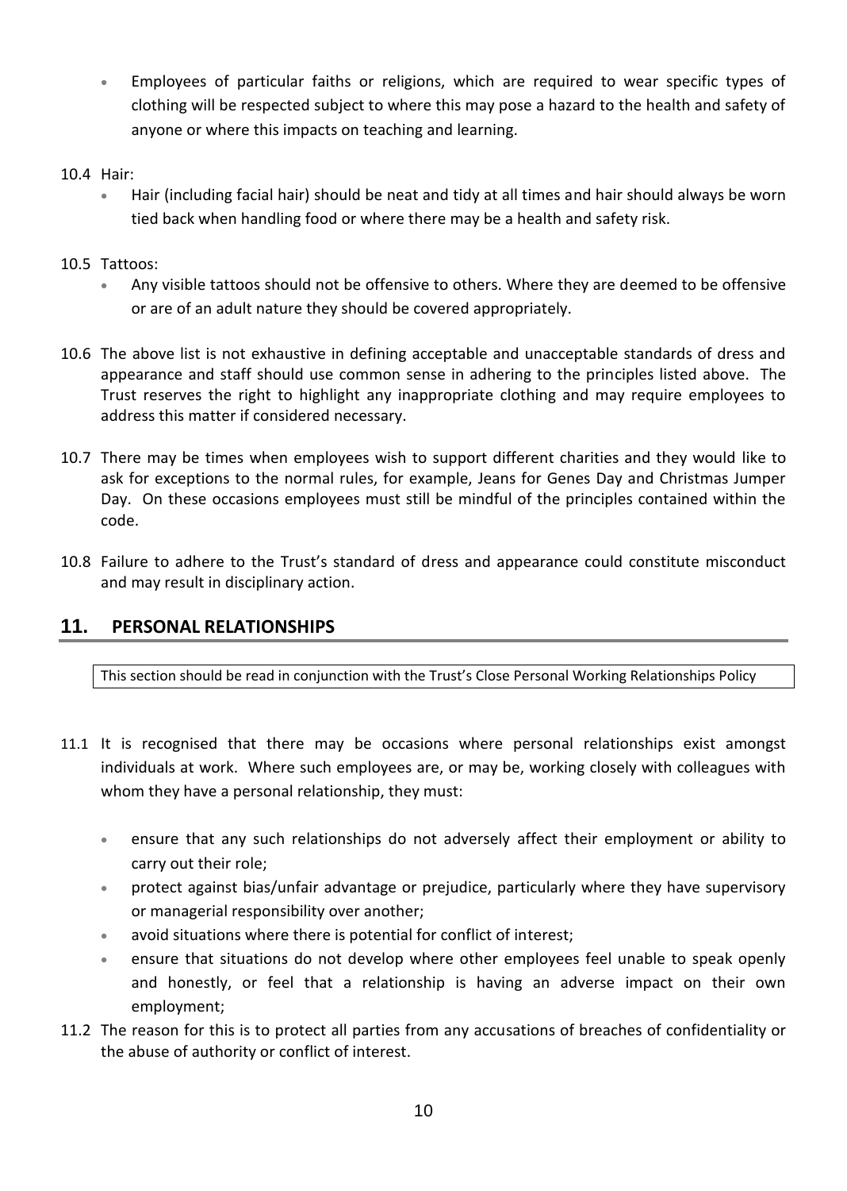- Employees of particular faiths or religions, which are required to wear specific types of clothing will be respected subject to where this may pose a hazard to the health and safety of anyone or where this impacts on teaching and learning.

10.4 Hair:

- Hair (including facial hair) should be neat and tidy at all times and hair should always be worn tied back when handling food or where there may be a health and safety risk.

10.5 Tattoos:

- Any visible tattoos should not be offensive to others. Where they are deemed to be offensive or are of an adult nature they should be covered appropriately.

10.6 The above list is not exhaustive in defining acceptable and unacceptable standards of dress and appearance and staff should use common sense in adhering to the principles listed above. The Trust reserves the right to highlight any inappropriate clothing and may require employees to address this matter if considered necessary.

10.7 There may be times when employees wish to support different charities and they would like to ask for exceptions to the normal rules, for example, Jeans for Genes Day and Christmas Jumper Day. On these occasions employees must still be mindful of the principles contained within the code.

10.8 Failure to adhere to the Trust's standard of dress and appearance could constitute misconduct and may result in disciplinary action.

## 11. PERSONAL RELATIONSHIPS

This section should be read in conjunction with the Trust's Close Personal Working Relationships Policy

11.1 It is recognised that there may be occasions where personal relationships exist amongst individuals at work. Where such employees are, or may be, working closely with colleagues with whom they have a personal relationship, they must:

- ensure that any such relationships do not adversely affect their employment or ability to carry out their role;
- protect against bias/unfair advantage or prejudice, particularly where they have supervisory or managerial responsibility over another;
- avoid situations where there is potential for conflict of interest;
- ensure that situations do not develop where other employees feel unable to speak openly and honestly, or feel that a relationship is having an adverse impact on their own employment;

11.2 The reason for this is to protect all parties from any accusations of breaches of confidentiality or the abuse of authority or conflict of interest.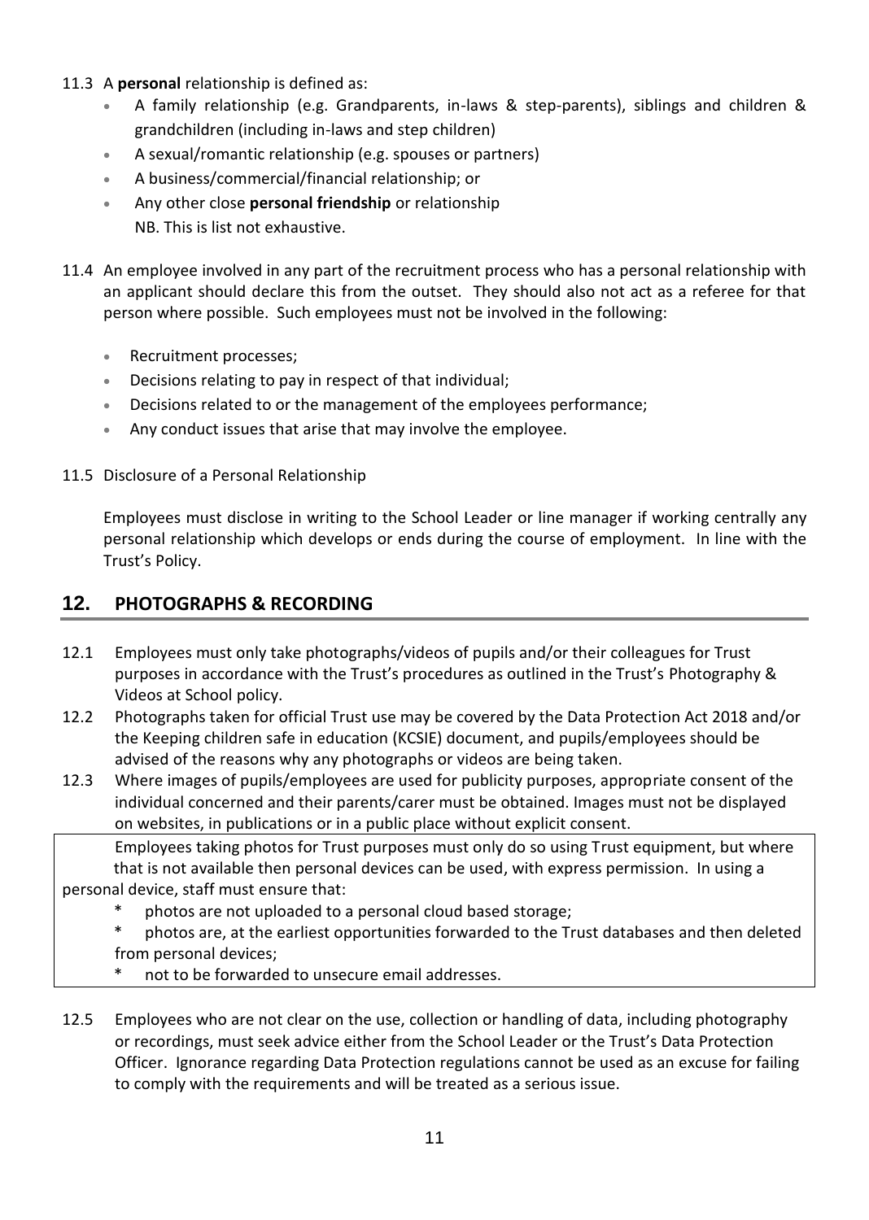11.3 A **personal** relationship is defined as:

- A family relationship (e.g. Grandparents, in-laws & step-parents), siblings and children & grandchildren (including in-laws and step children)
- A sexual/romantic relationship (e.g. spouses or partners)
- A business/commercial/financial relationship; or
- Any other close **personal friendship** or relationship
  NB. This is list not exhaustive.

11.4 An employee involved in any part of the recruitment process who has a personal relationship with an applicant should declare this from the outset. They should also not act as a referee for that person where possible. Such employees must not be involved in the following:

- Recruitment processes;
- Decisions relating to pay in respect of that individual;
- Decisions related to or the management of the employees performance;
- Any conduct issues that arise that may involve the employee.

11.5 Disclosure of a Personal Relationship

Employees must disclose in writing to the School Leader or line manager if working centrally any personal relationship which develops or ends during the course of employment. In line with the Trust's Policy.

## 12. PHOTOGRAPHS & RECORDING

12.1 Employees must only take photographs/videos of pupils and/or their colleagues for Trust purposes in accordance with the Trust's procedures as outlined in the Trust's Photography & Videos at School policy.

12.2 Photographs taken for official Trust use may be covered by the Data Protection Act 2018 and/or the Keeping children safe in education (KCSIE) document, and pupils/employees should be advised of the reasons why any photographs or videos are being taken.

12.3 Where images of pupils/employees are used for publicity purposes, appropriate consent of the individual concerned and their parents/carer must be obtained. Images must not be displayed on websites, in publications or in a public place without explicit consent.

Employees taking photos for Trust purposes must only do so using Trust equipment, but where that is not available then personal devices can be used, with express permission. In using a personal device, staff must ensure that:

* photos are not uploaded to a personal cloud based storage;
* photos are, at the earliest opportunities forwarded to the Trust databases and then deleted from personal devices;
* not to be forwarded to unsecure email addresses.

12.5 Employees who are not clear on the use, collection or handling of data, including photography or recordings, must seek advice either from the School Leader or the Trust's Data Protection Officer. Ignorance regarding Data Protection regulations cannot be used as an excuse for failing to comply with the requirements and will be treated as a serious issue.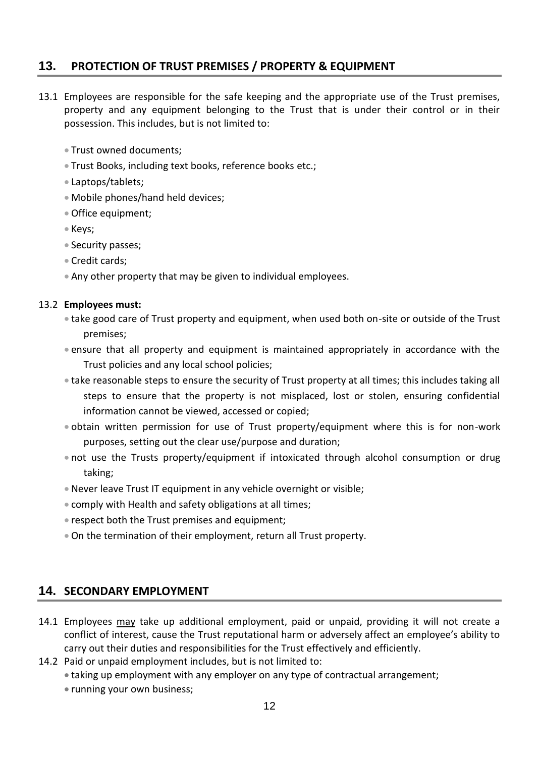## 13. PROTECTION OF TRUST PREMISES / PROPERTY & EQUIPMENT

13.1 Employees are responsible for the safe keeping and the appropriate use of the Trust premises, property and any equipment belonging to the Trust that is under their control or in their possession. This includes, but is not limited to:

- Trust owned documents;
- Trust Books, including text books, reference books etc.;
- Laptops/tablets;
- Mobile phones/hand held devices;
- Office equipment;
- Keys;
- Security passes;
- Credit cards;
- Any other property that may be given to individual employees.

13.2 **Employees must:**

- take good care of Trust property and equipment, when used both on-site or outside of the Trust premises;
- ensure that all property and equipment is maintained appropriately in accordance with the Trust policies and any local school policies;
- take reasonable steps to ensure the security of Trust property at all times; this includes taking all steps to ensure that the property is not misplaced, lost or stolen, ensuring confidential information cannot be viewed, accessed or copied;
- obtain written permission for use of Trust property/equipment where this is for non-work purposes, setting out the clear use/purpose and duration;
- not use the Trusts property/equipment if intoxicated through alcohol consumption or drug taking;
- Never leave Trust IT equipment in any vehicle overnight or visible;
- comply with Health and safety obligations at all times;
- respect both the Trust premises and equipment;
- On the termination of their employment, return all Trust property.

## 14. SECONDARY EMPLOYMENT

14.1 Employees <u>may</u> take up additional employment, paid or unpaid, providing it will not create a conflict of interest, cause the Trust reputational harm or adversely affect an employee's ability to carry out their duties and responsibilities for the Trust effectively and efficiently.

14.2 Paid or unpaid employment includes, but is not limited to:

- taking up employment with any employer on any type of contractual arrangement;
- running your own business;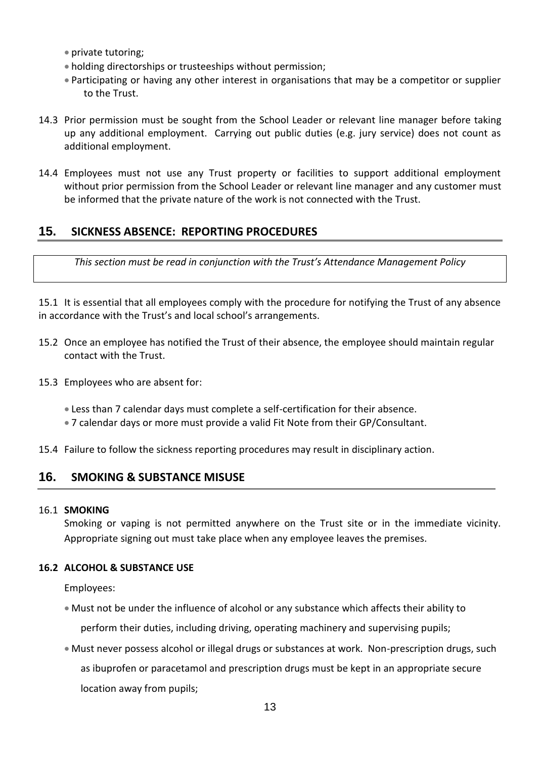- private tutoring;
- holding directorships or trusteeships without permission;
- Participating or having any other interest in organisations that may be a competitor or supplier to the Trust.

14.3 Prior permission must be sought from the School Leader or relevant line manager before taking up any additional employment. Carrying out public duties (e.g. jury service) does not count as additional employment.

14.4 Employees must not use any Trust property or facilities to support additional employment without prior permission from the School Leader or relevant line manager and any customer must be informed that the private nature of the work is not connected with the Trust.

## 15. SICKNESS ABSENCE: REPORTING PROCEDURES

*This section must be read in conjunction with the Trust's Attendance Management Policy*

15.1 It is essential that all employees comply with the procedure for notifying the Trust of any absence in accordance with the Trust's and local school's arrangements.

15.2 Once an employee has notified the Trust of their absence, the employee should maintain regular contact with the Trust.

15.3 Employees who are absent for:

- Less than 7 calendar days must complete a self-certification for their absence.
- 7 calendar days or more must provide a valid Fit Note from their GP/Consultant.

15.4 Failure to follow the sickness reporting procedures may result in disciplinary action.

## 16. SMOKING & SUBSTANCE MISUSE

### 16.1 SMOKING

Smoking or vaping is not permitted anywhere on the Trust site or in the immediate vicinity. Appropriate signing out must take place when any employee leaves the premises.

### 16.2 ALCOHOL & SUBSTANCE USE

Employees:

- Must not be under the influence of alcohol or any substance which affects their ability to perform their duties, including driving, operating machinery and supervising pupils;
- Must never possess alcohol or illegal drugs or substances at work. Non-prescription drugs, such as ibuprofen or paracetamol and prescription drugs must be kept in an appropriate secure location away from pupils;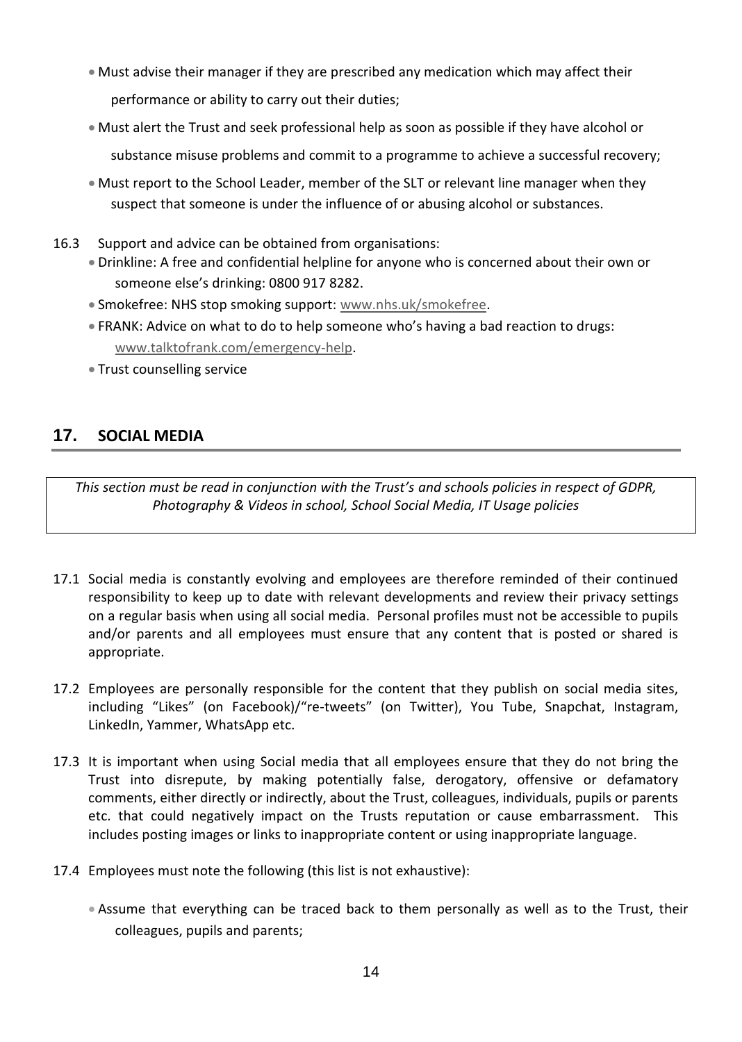- Must advise their manager if they are prescribed any medication which may affect their performance or ability to carry out their duties;
- Must alert the Trust and seek professional help as soon as possible if they have alcohol or substance misuse problems and commit to a programme to achieve a successful recovery;
- Must report to the School Leader, member of the SLT or relevant line manager when they suspect that someone is under the influence of or abusing alcohol or substances.

16.3 Support and advice can be obtained from organisations:

- Drinkline: A free and confidential helpline for anyone who is concerned about their own or someone else's drinking: 0800 917 8282.
- Smokefree: NHS stop smoking support: www.nhs.uk/smokefree.
- FRANK: Advice on what to do to help someone who's having a bad reaction to drugs: www.talktofrank.com/emergency-help.
- Trust counselling service

## 17. SOCIAL MEDIA

*This section must be read in conjunction with the Trust's and schools policies in respect of GDPR, Photography & Videos in school, School Social Media, IT Usage policies*

17.1 Social media is constantly evolving and employees are therefore reminded of their continued responsibility to keep up to date with relevant developments and review their privacy settings on a regular basis when using all social media. Personal profiles must not be accessible to pupils and/or parents and all employees must ensure that any content that is posted or shared is appropriate.

17.2 Employees are personally responsible for the content that they publish on social media sites, including "Likes" (on Facebook)/"re-tweets" (on Twitter), You Tube, Snapchat, Instagram, LinkedIn, Yammer, WhatsApp etc.

17.3 It is important when using Social media that all employees ensure that they do not bring the Trust into disrepute, by making potentially false, derogatory, offensive or defamatory comments, either directly or indirectly, about the Trust, colleagues, individuals, pupils or parents etc. that could negatively impact on the Trusts reputation or cause embarrassment. This includes posting images or links to inappropriate content or using inappropriate language.

17.4 Employees must note the following (this list is not exhaustive):

- Assume that everything can be traced back to them personally as well as to the Trust, their colleagues, pupils and parents;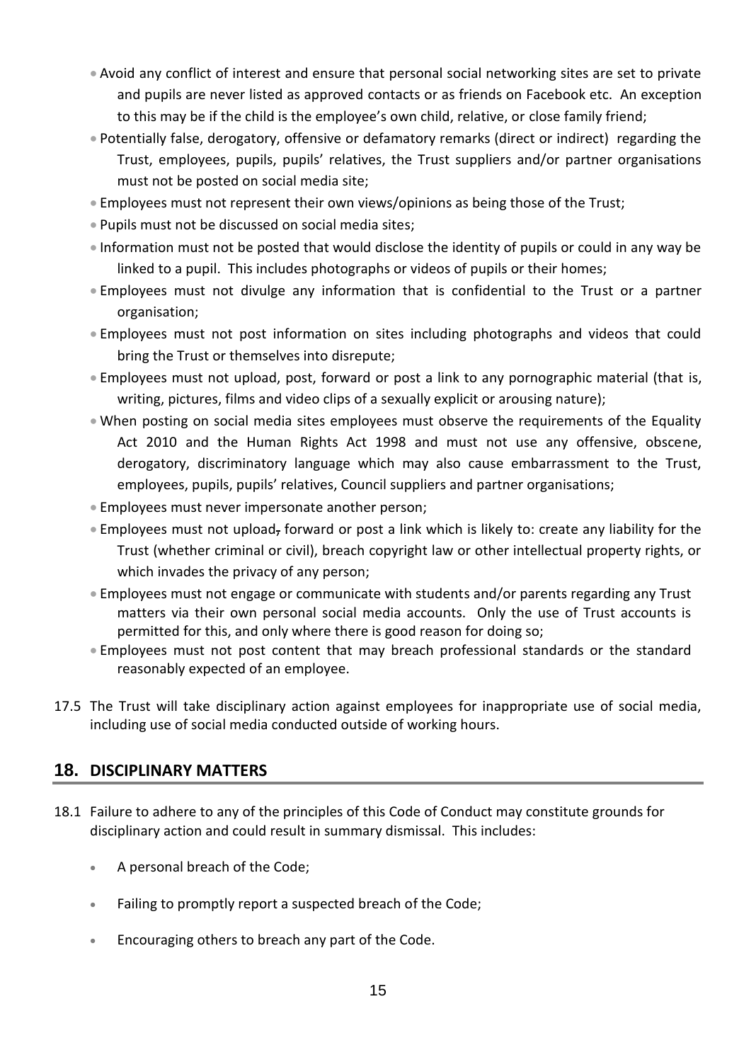- Avoid any conflict of interest and ensure that personal social networking sites are set to private and pupils are never listed as approved contacts or as friends on Facebook etc. An exception to this may be if the child is the employee's own child, relative, or close family friend;
- Potentially false, derogatory, offensive or defamatory remarks (direct or indirect) regarding the Trust, employees, pupils, pupils' relatives, the Trust suppliers and/or partner organisations must not be posted on social media site;
- Employees must not represent their own views/opinions as being those of the Trust;
- Pupils must not be discussed on social media sites;
- Information must not be posted that would disclose the identity of pupils or could in any way be linked to a pupil. This includes photographs or videos of pupils or their homes;
- Employees must not divulge any information that is confidential to the Trust or a partner organisation;
- Employees must not post information on sites including photographs and videos that could bring the Trust or themselves into disrepute;
- Employees must not upload, post, forward or post a link to any pornographic material (that is, writing, pictures, films and video clips of a sexually explicit or arousing nature);
- When posting on social media sites employees must observe the requirements of the Equality Act 2010 and the Human Rights Act 1998 and must not use any offensive, obscene, derogatory, discriminatory language which may also cause embarrassment to the Trust, employees, pupils, pupils' relatives, Council suppliers and partner organisations;
- Employees must never impersonate another person;
- Employees must not upload, forward or post a link which is likely to: create any liability for the Trust (whether criminal or civil), breach copyright law or other intellectual property rights, or which invades the privacy of any person;
- Employees must not engage or communicate with students and/or parents regarding any Trust matters via their own personal social media accounts. Only the use of Trust accounts is permitted for this, and only where there is good reason for doing so;
- Employees must not post content that may breach professional standards or the standard reasonably expected of an employee.

17.5 The Trust will take disciplinary action against employees for inappropriate use of social media, including use of social media conducted outside of working hours.

## 18. DISCIPLINARY MATTERS

18.1 Failure to adhere to any of the principles of this Code of Conduct may constitute grounds for disciplinary action and could result in summary dismissal. This includes:

- A personal breach of the Code;
- Failing to promptly report a suspected breach of the Code;
- Encouraging others to breach any part of the Code.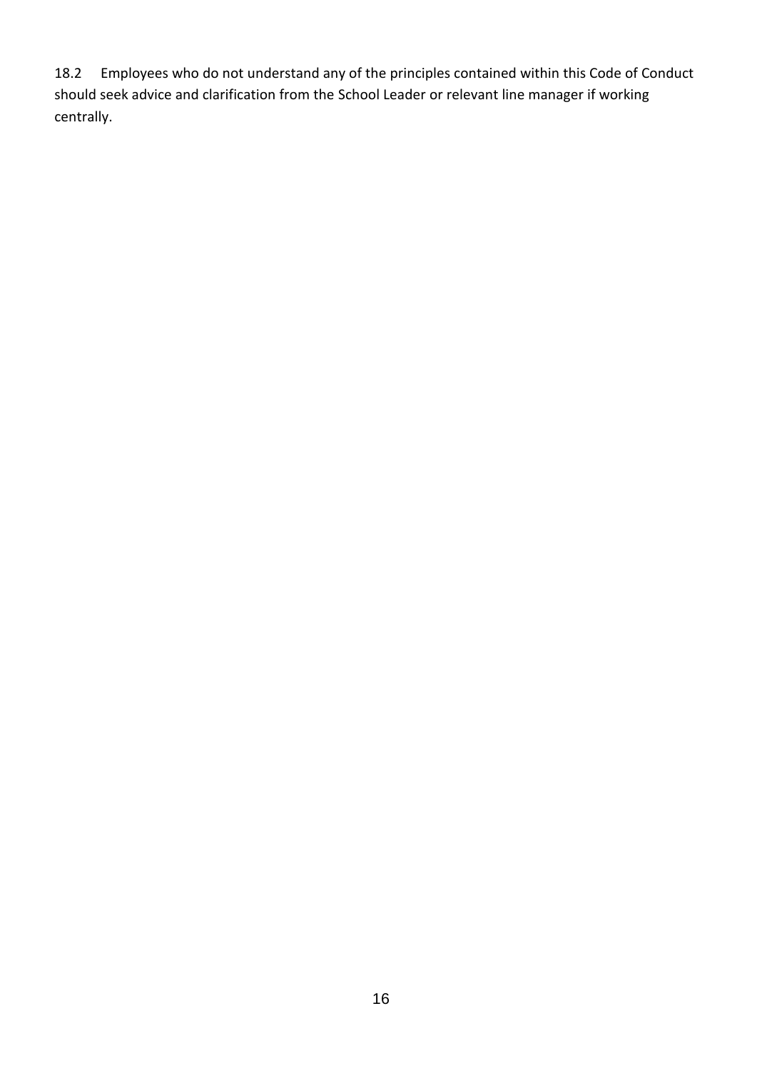18.2 Employees who do not understand any of the principles contained within this Code of Conduct should seek advice and clarification from the School Leader or relevant line manager if working centrally.